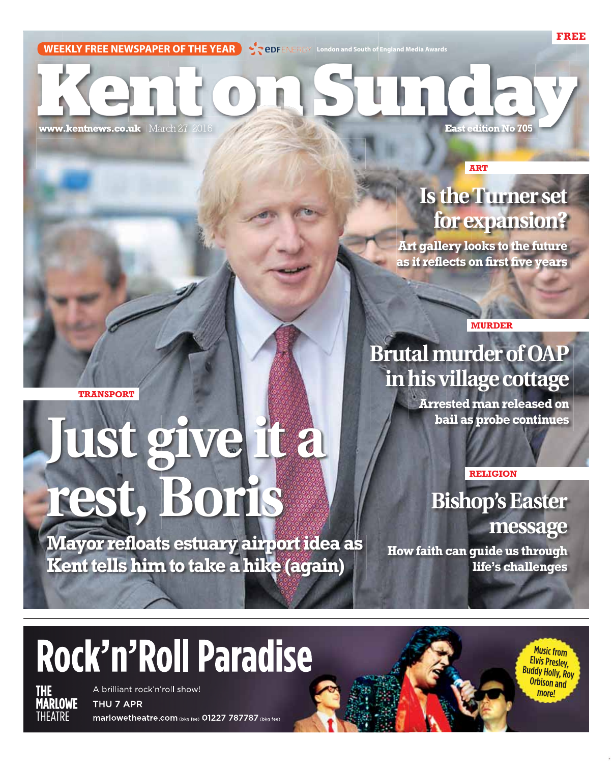FREE

WEEKLY FREE NEWSPAPER OF THE YEAR — EDF ENERGY London and South of England Media Awards

# Kent on Sunday

www.kentnews.co.uk | March 27, 2016 — East edition No 705

ART

## Is the Turner set for expansion?

**Art gallery looks to the future as it reflects on first five years**

MURDER

## Brutal murder of OAP in his village cottage

**Arrested man released on bail as probe continues**

TRANSPORT

# Just give it a rest, Boris

**Mayor refloats estuary airport idea as Kent tells him to take a hike (again)**

RELIGION

## Bishop's Easter message

**How faith can guide us through life's challenges**

---

# Rock'n'Roll Paradise

THE MARLOWE THEATRE

A brilliant rock'n'roll show!

THU 7 APR

marlowetheatre.com (bkg fee) 01227 787787 (bkg fee)

Music from Elvis Presley, Buddy Holly, Roy Orbison and more!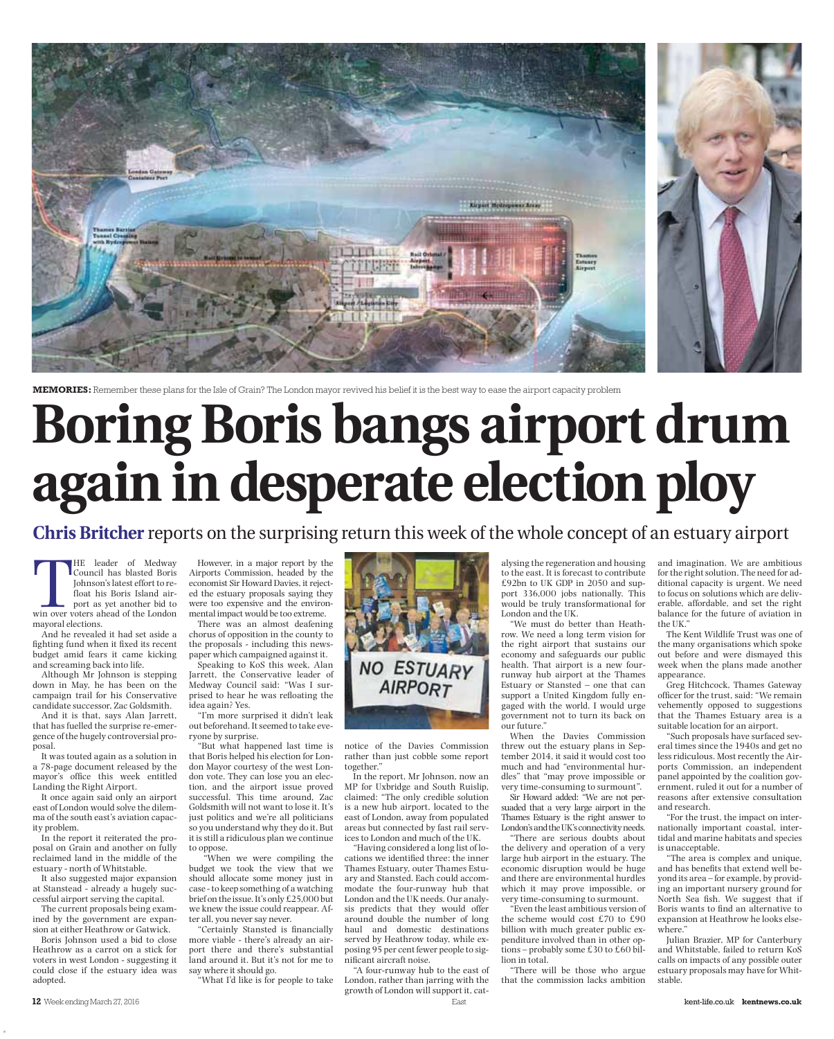**MEMORIES:** Remember these plans for the Isle of Grain? The London mayor revived his belief it is the best way to ease the airport capacity problem

# Boring Boris bangs airport drum again in desperate election ploy

**Chris Britcher** reports on the surprising return this week of the whole concept of an estuary airport

THE leader of Medway Council has blasted Boris Johnson's latest effort to re-float his Boris Island airport as yet another bid to win over voters ahead of the London mayoral elections.

And he revealed it had set aside a fighting fund when it fixed its recent budget amid fears it came kicking and screaming back into life.

Although Mr Johnson is stepping down in May, he has been on the campaign trail for his Conservative candidate successor, Zac Goldsmith.

And it is that, says Alan Jarrett, that has fuelled the surprise re-emergence of the hugely controversial proposal.

It was touted again as a solution in a 78-page document released by the mayor's office this week entitled Landing the Right Airport.

It once again said only an airport east of London would solve the dilemma of the south east's aviation capacity problem.

In the report it reiterated the proposal on Grain and another on fully reclaimed land in the middle of the estuary - north of Whitstable.

It also suggested major expansion at Stanstead - already a hugely successful airport serving the capital.

The current proposals being examined by the government are expansion at either Heathrow or Gatwick.

Boris Johnson used a bid to close Heathrow as a carrot on a stick for voters in west London - suggesting it could close if the estuary idea was adopted.

However, in a major report by the Airports Commission, headed by the economist Sir Howard Davies, it rejected the estuary proposals saying they were too expensive and the environmental impact would be too extreme.

There was an almost deafening chorus of opposition in the county to the proposals - including this newspaper which campaigned against it.

Speaking to KoS this week, Alan Jarrett, the Conservative leader of Medway Council said: "Was I surprised to hear he was refloating the idea again? Yes.

"I'm more surprised it didn't leak out beforehand. It seemed to take everyone by surprise.

"But what happened last time is that Boris helped his election for London Mayor courtesy of the west London vote. They can lose you an election, and the airport issue proved successful. This time around, Zac Goldsmith will not want to lose it. It's just politics and we're all politicians so you understand why they do it. But it is still a ridiculous plan we continue to oppose.

"When we were compiling the budget we took the view that we should allocate some money just in case - to keep something of a watching brief on the issue. It's only £25,000 but we knew the issue could reappear. After all, you never say never.

"Certainly Stansted is financially more viable - there's already an airport there and there's substantial land around it. But it's not for me to say where it should go.

"What I'd like is for people to take notice of the Davies Commission rather than just cobble some report together."

In the report, Mr Johnson, now an MP for Uxbridge and South Ruislip, claimed: "The only credible solution is a new hub airport, located to the east of London, away from populated areas but connected by fast rail services to London and much of the UK.

"Having considered a long list of locations we identified three: the inner Thames Estuary, outer Thames Estuary and Stansted. Each could accommodate the four-runway hub that London and the UK needs. Our analysis predicts that they would offer around double the number of long haul and domestic destinations served by Heathrow today, while exposing 95 per cent fewer people to significant aircraft noise.

"A four-runway hub to the east of London, rather than jarring with the growth of London will support it, catalysing the regeneration and housing to the east. It is forecast to contribute £92bn to UK GDP in 2050 and support 336,000 jobs nationally. This would be truly transformational for London and the UK.

"We must do better than Heathrow. We need a long term vision for the right airport that sustains our economy and safeguards our public health. That airport is a new four-runway hub airport at the Thames Estuary or Stansted – one that can support a United Kingdom fully engaged with the world. I would urge government not to turn its back on our future."

When the Davies Commission threw out the estuary plans in September 2014, it said it would cost too much and had "environmental hurdles" that "may prove impossible or very time-consuming to surmount".

Sir Howard added: "We are not persuaded that a very large airport in the Thames Estuary is the right answer to London's and the UK's connectivity needs.

"There are serious doubts about the delivery and operation of a very large hub airport in the estuary. The economic disruption would be huge and there are environmental hurdles which it may prove impossible, or very time-consuming to surmount.

"Even the least ambitious version of the scheme would cost £70 to £90 billion with much greater public expenditure involved than in other options – probably some £30 to £60 billion in total.

"There will be those who argue that the commission lacks ambition and imagination. We are ambitious for the right solution. The need for additional capacity is urgent. We need to focus on solutions which are deliverable, affordable, and set the right balance for the future of aviation in the UK."

The Kent Wildlife Trust was one of the many organisations which spoke out before and were dismayed this week when the plans made another appearance.

Greg Hitchcock, Thames Gateway officer for the trust, said: "We remain vehemently opposed to suggestions that the Thames Estuary area is a suitable location for an airport.

"Such proposals have surfaced several times since the 1940s and get no less ridiculous. Most recently the Airports Commission, an independent panel appointed by the coalition government, ruled it out for a number of reasons after extensive consultation and research.

"For the trust, the impact on internationally important coastal, intertidal and marine habitats and species is unacceptable.

"The area is complex and unique, and has benefits that extend well beyond its area – for example, by providing an important nursery ground for North Sea fish. We suggest that if Boris wants to find an alternative to expansion at Heathrow he looks elsewhere."

Julian Brazier, MP for Canterbury and Whitstable, failed to return KoS calls on impacts of any possible outer estuary proposals may have for Whitstable.